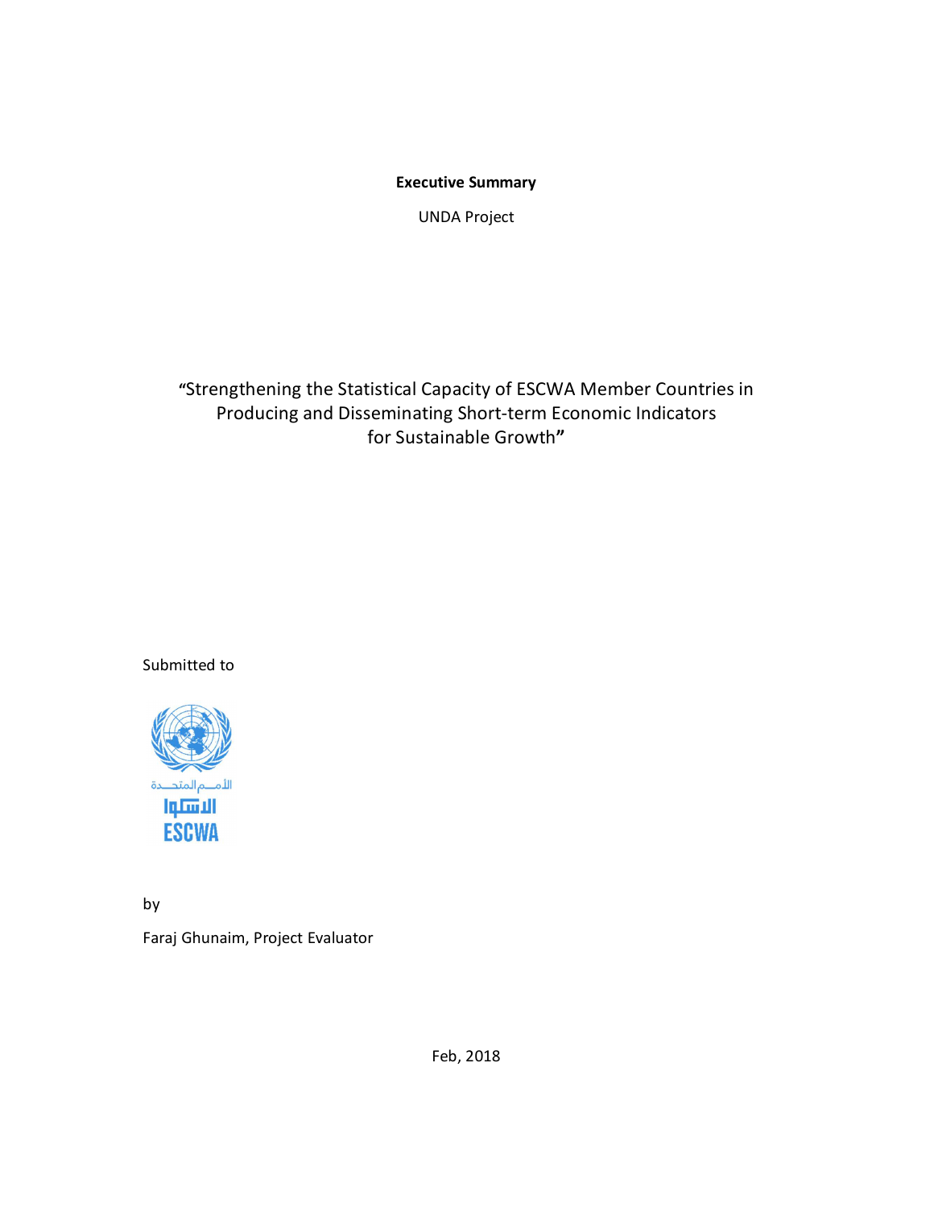**Executive Summary**

UNDA Project

"Strengthening the Statistical Capacity of ESCWA Member Countries in Producing and Disseminating Short-term Economic Indicators for Sustainable Growth"

Submitted to

الأمم المتحدة
الاسكوا
ESCWA

by

Faraj Ghunaim, Project Evaluator

Feb, 2018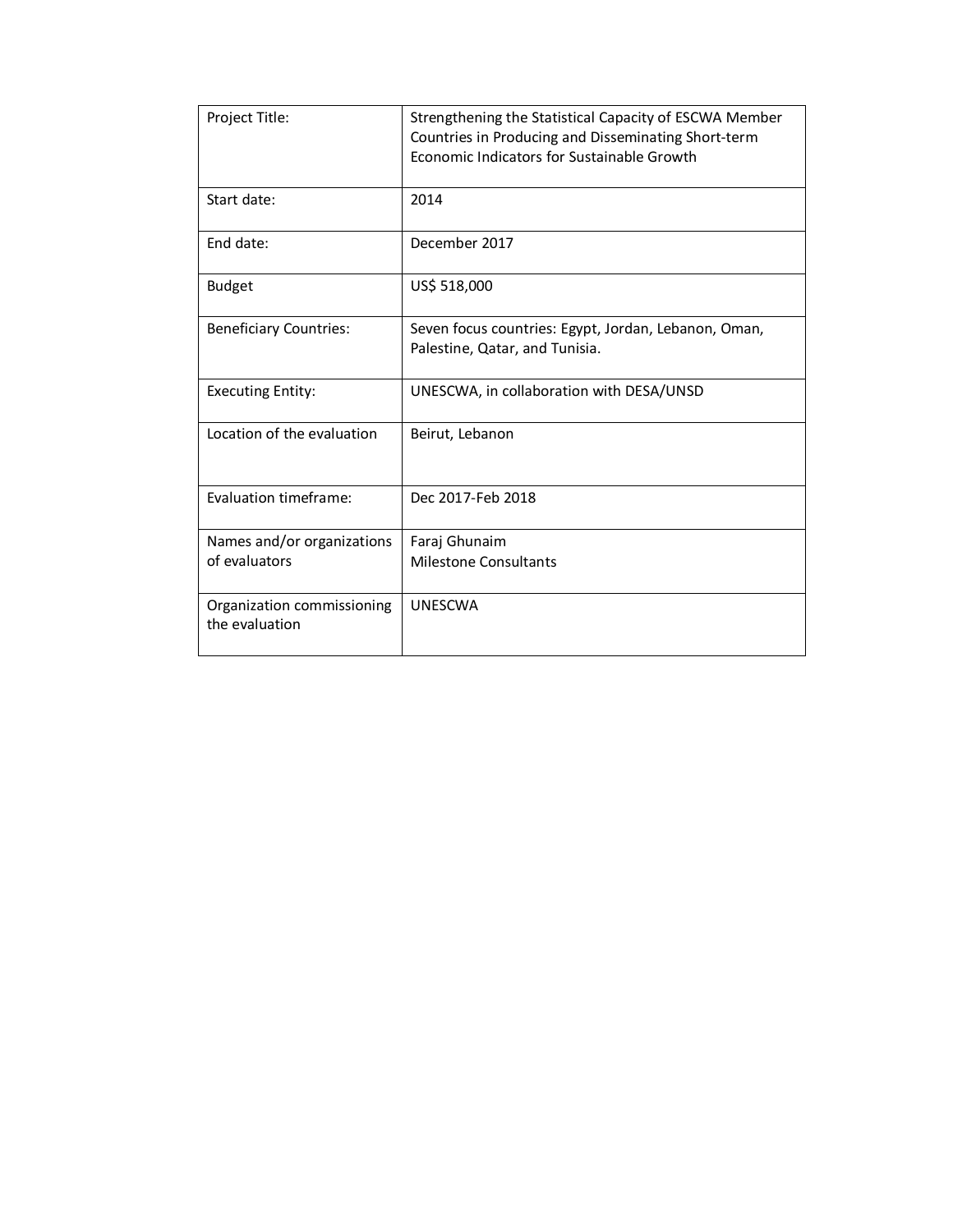| Project Title: | Strengthening the Statistical Capacity of ESCWA Member Countries in Producing and Disseminating Short-term Economic Indicators for Sustainable Growth |
|---|---|
| Start date: | 2014 |
| End date: | December 2017 |
| Budget | US$ 518,000 |
| Beneficiary Countries: | Seven focus countries: Egypt, Jordan, Lebanon, Oman, Palestine, Qatar, and Tunisia. |
| Executing Entity: | UNESCWA, in collaboration with DESA/UNSD |
| Location of the evaluation | Beirut, Lebanon |
| Evaluation timeframe: | Dec 2017-Feb 2018 |
| Names and/or organizations of evaluators | Faraj Ghunaim<br>Milestone Consultants |
| Organization commissioning the evaluation | UNESCWA |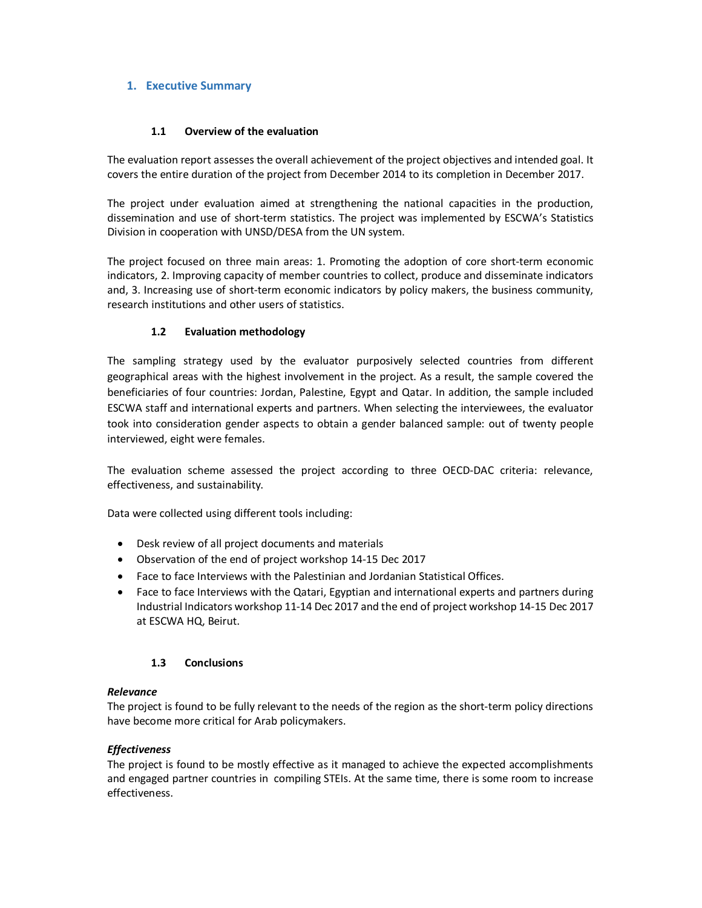# 1. Executive Summary

### 1.1 Overview of the evaluation

The evaluation report assesses the overall achievement of the project objectives and intended goal. It covers the entire duration of the project from December 2014 to its completion in December 2017.

The project under evaluation aimed at strengthening the national capacities in the production, dissemination and use of short-term statistics. The project was implemented by ESCWA's Statistics Division in cooperation with UNSD/DESA from the UN system.

The project focused on three main areas: 1. Promoting the adoption of core short-term economic indicators, 2. Improving capacity of member countries to collect, produce and disseminate indicators and, 3. Increasing use of short-term economic indicators by policy makers, the business community, research institutions and other users of statistics.

### 1.2 Evaluation methodology

The sampling strategy used by the evaluator purposively selected countries from different geographical areas with the highest involvement in the project. As a result, the sample covered the beneficiaries of four countries: Jordan, Palestine, Egypt and Qatar. In addition, the sample included ESCWA staff and international experts and partners. When selecting the interviewees, the evaluator took into consideration gender aspects to obtain a gender balanced sample: out of twenty people interviewed, eight were females.

The evaluation scheme assessed the project according to three OECD-DAC criteria: relevance, effectiveness, and sustainability.

Data were collected using different tools including:

- Desk review of all project documents and materials
- Observation of the end of project workshop 14-15 Dec 2017
- Face to face Interviews with the Palestinian and Jordanian Statistical Offices.
- Face to face Interviews with the Qatari, Egyptian and international experts and partners during Industrial Indicators workshop 11-14 Dec 2017 and the end of project workshop 14-15 Dec 2017 at ESCWA HQ, Beirut.

### 1.3 Conclusions

***Relevance***
The project is found to be fully relevant to the needs of the region as the short-term policy directions have become more critical for Arab policymakers.

***Effectiveness***
The project is found to be mostly effective as it managed to achieve the expected accomplishments and engaged partner countries in compiling STEIs. At the same time, there is some room to increase effectiveness.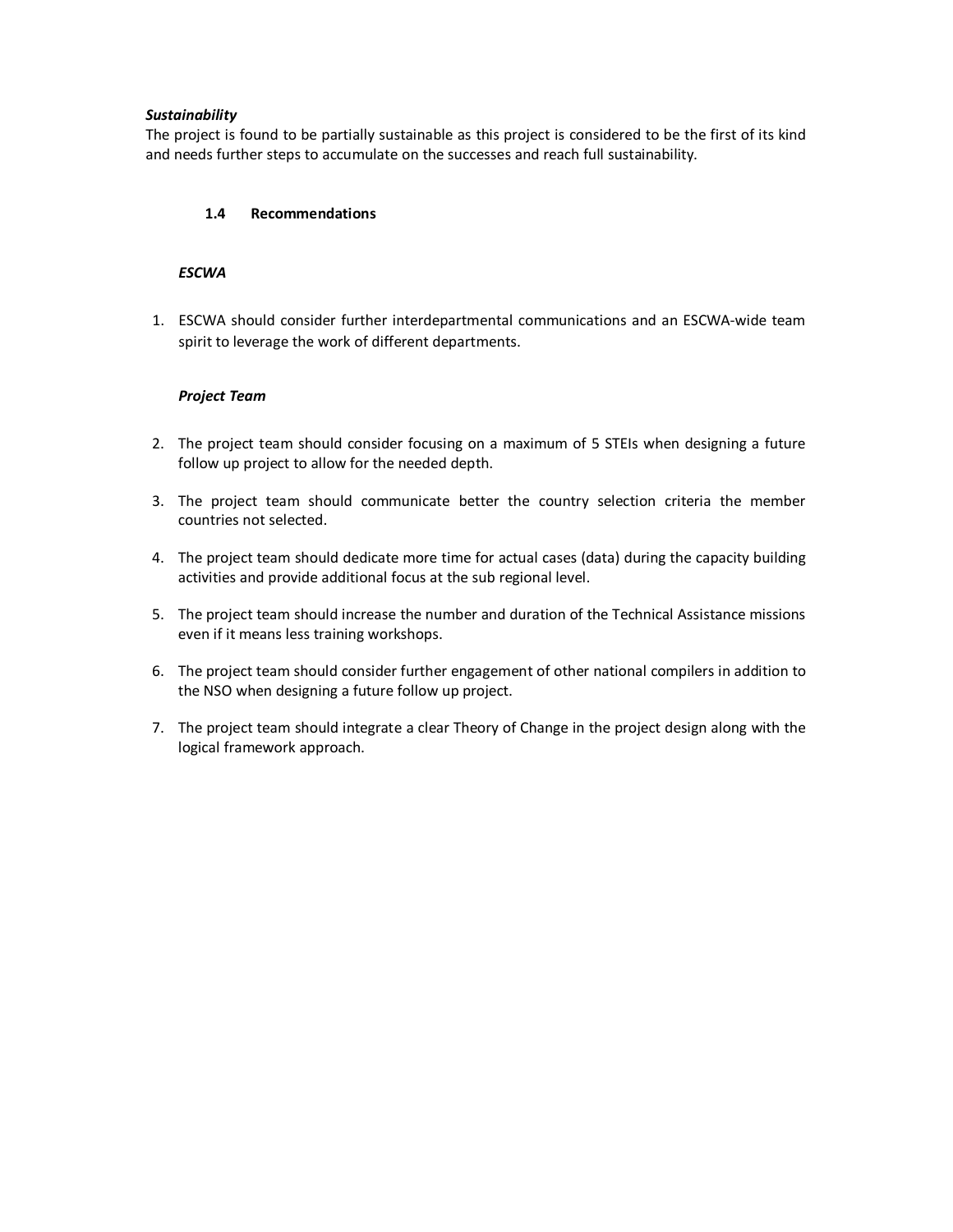***Sustainability***

The project is found to be partially sustainable as this project is considered to be the first of its kind and needs further steps to accumulate on the successes and reach full sustainability.

### 1.4 Recommendations

***ESCWA***

1. ESCWA should consider further interdepartmental communications and an ESCWA-wide team spirit to leverage the work of different departments.

***Project Team***

2. The project team should consider focusing on a maximum of 5 STEIs when designing a future follow up project to allow for the needed depth.
3. The project team should communicate better the country selection criteria the member countries not selected.
4. The project team should dedicate more time for actual cases (data) during the capacity building activities and provide additional focus at the sub regional level.
5. The project team should increase the number and duration of the Technical Assistance missions even if it means less training workshops.
6. The project team should consider further engagement of other national compilers in addition to the NSO when designing a future follow up project.
7. The project team should integrate a clear Theory of Change in the project design along with the logical framework approach.